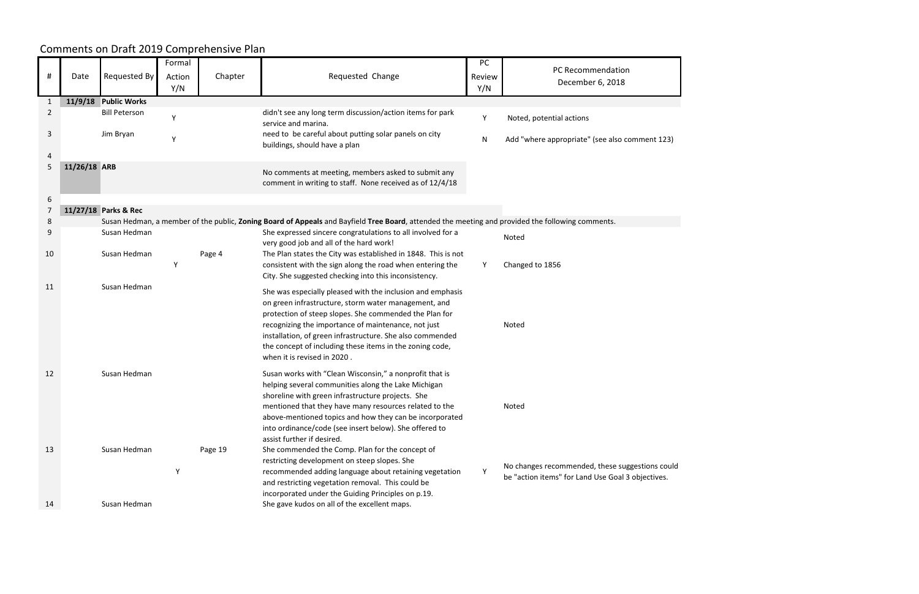# Comments on Draft 2019 Comprehensive Plan

| # | Date | Requested By | Formal Action Y/N | Chapter | Requested Change | PC Review Y/N | PC Recommendation December 6, 2018 |
|---|---|---|---|---|---|---|---|
| 1 | 11/9/18 | **Public Works** | | | | | |
| 2 | | Bill Peterson | Y | | didn't see any long term discussion/action items for park service and marina. | Y | Noted, potential actions |
| 3 | | Jim Bryan | Y | | need to be careful about putting solar panels on city buildings, should have a plan | N | Add "where appropriate" (see also comment 123) |
| 4 | | | | | | | |
| 5 | 11/26/18 | **ARB** | | | No comments at meeting, members asked to submit any comment in writing to staff. None received as of 12/4/18 | | |
| 6 | | | | | | | |
| 7 | 11/27/18 | **Parks & Rec** | | | | | |
| 8 | | Susan Hedman, a member of the public, **Zoning Board of Appeals** and Bayfield **Tree Board**, attended the meeting and provided the following comments. | | | | | |
| 9 | | Susan Hedman | | | She expressed sincere congratulations to all involved for a very good job and all of the hard work! | | Noted |
| 10 | | Susan Hedman | Y | Page 4 | The Plan states the City was established in 1848. This is not consistent with the sign along the road when entering the City. She suggested checking into this inconsistency. | Y | Changed to 1856 |
| 11 | | Susan Hedman | | | She was especially pleased with the inclusion and emphasis on green infrastructure, storm water management, and protection of steep slopes. She commended the Plan for recognizing the importance of maintenance, not just installation, of green infrastructure. She also commended the concept of including these items in the zoning code, when it is revised in 2020 . | | Noted |
| 12 | | Susan Hedman | | | Susan works with "Clean Wisconsin," a nonprofit that is helping several communities along the Lake Michigan shoreline with green infrastructure projects. She mentioned that they have many resources related to the above-mentioned topics and how they can be incorporated into ordinance/code (see insert below). She offered to assist further if desired. | | Noted |
| 13 | | Susan Hedman | Y | Page 19 | She commended the Comp. Plan for the concept of restricting development on steep slopes. She recommended adding language about retaining vegetation and restricting vegetation removal. This could be incorporated under the Guiding Principles on p.19. | Y | No changes recommended, these suggestions could be "action items" for Land Use Goal 3 objectives. |
| 14 | | Susan Hedman | | | She gave kudos on all of the excellent maps. | | |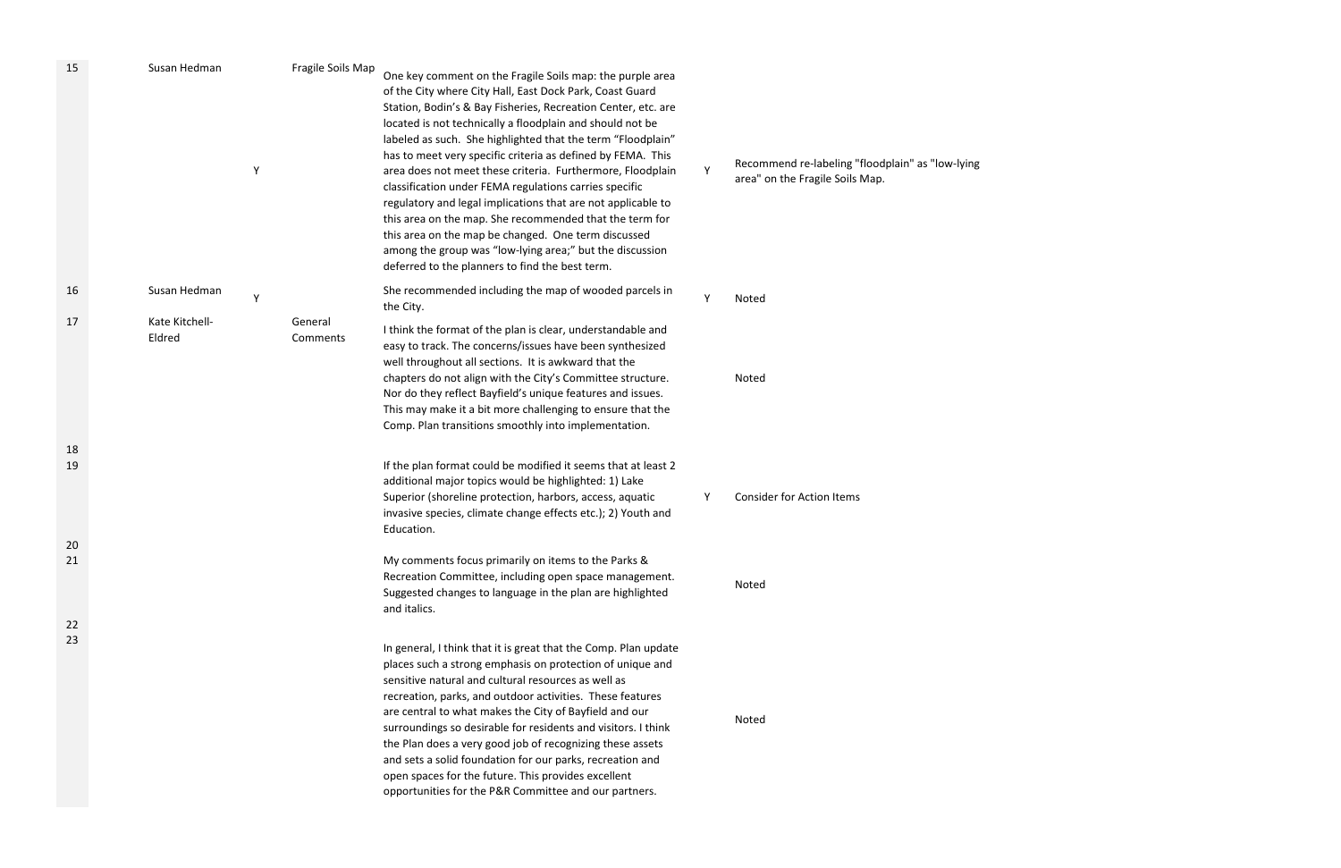| | | | | | | |
|---|---|---|---|---|---|---|
| 15 | Susan Hedman | Y | Fragile Soils Map | One key comment on the Fragile Soils map: the purple area of the City where City Hall, East Dock Park, Coast Guard Station, Bodin's & Bay Fisheries, Recreation Center, etc. are located is not technically a floodplain and should not be labeled as such. She highlighted that the term "Floodplain" has to meet very specific criteria as defined by FEMA. This area does not meet these criteria. Furthermore, Floodplain classification under FEMA regulations carries specific regulatory and legal implications that are not applicable to this area on the map. She recommended that the term for this area on the map be changed. One term discussed among the group was "low-lying area;" but the discussion deferred to the planners to find the best term. | Y | Recommend re-labeling "floodplain" as "low-lying area" on the Fragile Soils Map. |
| 16 | Susan Hedman | Y | | She recommended including the map of wooded parcels in the City. | Y | Noted |
| 17 | Kate Kitchell-Eldred | | General Comments | I think the format of the plan is clear, understandable and easy to track. The concerns/issues have been synthesized well throughout all sections. It is awkward that the chapters do not align with the City's Committee structure. Nor do they reflect Bayfield's unique features and issues. This may make it a bit more challenging to ensure that the Comp. Plan transitions smoothly into implementation. | | Noted |
| 18 | | | | | | |
| 19 | | | | If the plan format could be modified it seems that at least 2 additional major topics would be highlighted: 1) Lake Superior (shoreline protection, harbors, access, aquatic invasive species, climate change effects etc.); 2) Youth and Education. | Y | Consider for Action Items |
| 20 | | | | | | |
| 21 | | | | My comments focus primarily on items to the Parks & Recreation Committee, including open space management. Suggested changes to language in the plan are highlighted and italics. | | Noted |
| 22 | | | | | | |
| 23 | | | | In general, I think that it is great that the Comp. Plan update places such a strong emphasis on protection of unique and sensitive natural and cultural resources as well as recreation, parks, and outdoor activities. These features are central to what makes the City of Bayfield and our surroundings so desirable for residents and visitors. I think the Plan does a very good job of recognizing these assets and sets a solid foundation for our parks, recreation and open spaces for the future. This provides excellent opportunities for the P&R Committee and our partners. | | Noted |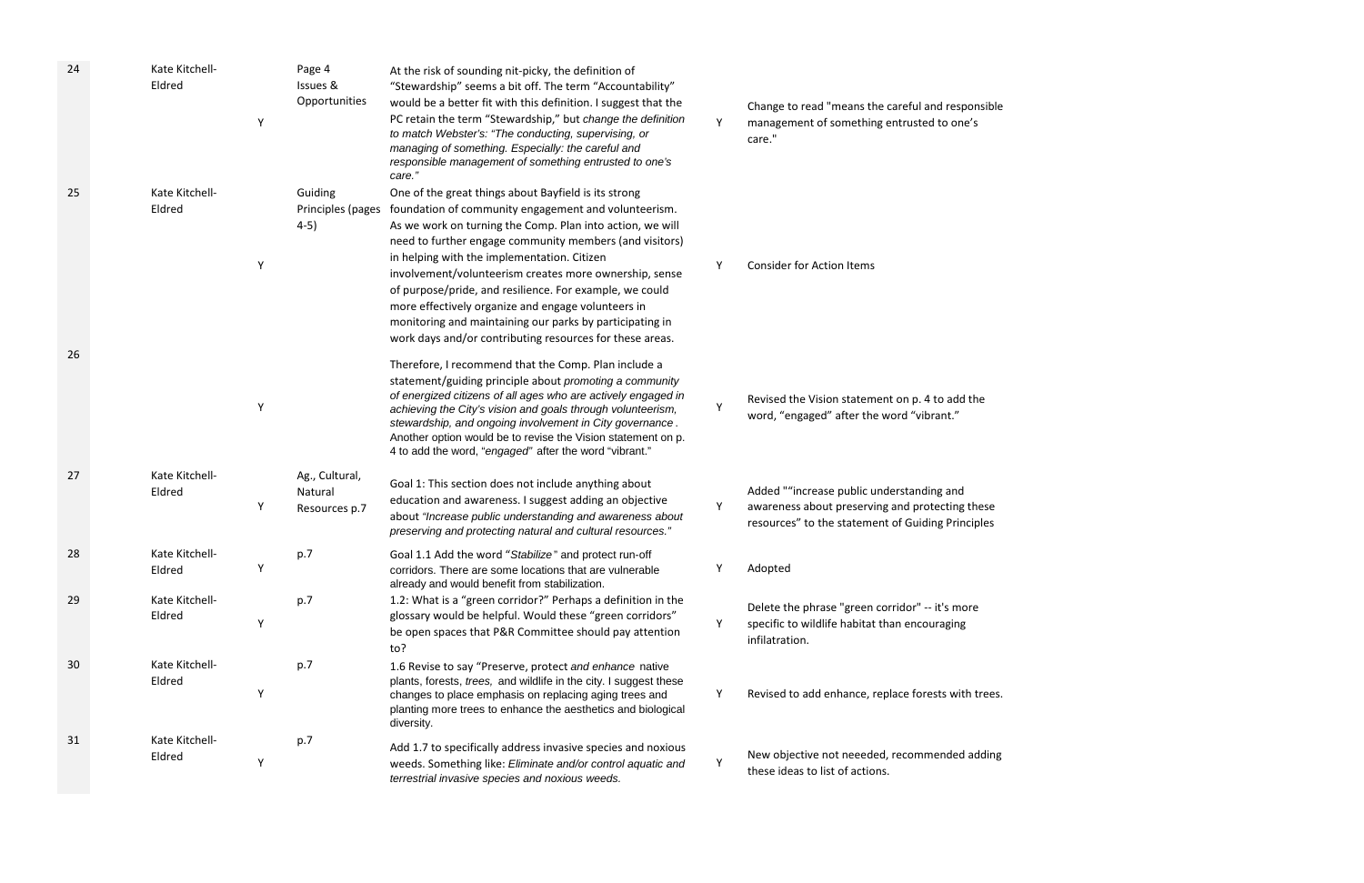| | | | | | | |
|---|---|---|---|---|---|---|
| 24 | Kate Kitchell-Eldred | Y | Page 4 Issues & Opportunities | At the risk of sounding nit-picky, the definition of "Stewardship" seems a bit off. The term "Accountability" would be a better fit with this definition. I suggest that the PC retain the term "Stewardship," but *change the definition to match Webster's: "The conducting, supervising, or managing of something. Especially: the careful and responsible management of something entrusted to one's care."* | Y | Change to read "means the careful and responsible management of something entrusted to one's care." |
| 25 | Kate Kitchell-Eldred | Y | Guiding Principles (pages 4-5) | One of the great things about Bayfield is its strong foundation of community engagement and volunteerism. As we work on turning the Comp. Plan into action, we will need to further engage community members (and visitors) in helping with the implementation. Citizen involvement/volunteerism creates more ownership, sense of purpose/pride, and resilience. For example, we could more effectively organize and engage volunteers in monitoring and maintaining our parks by participating in work days and/or contributing resources for these areas. | Y | Consider for Action Items |
| 26 | | Y | | Therefore, I recommend that the Comp. Plan include a statement/guiding principle about *promoting a community of energized citizens of all ages who are actively engaged in achieving the City's vision and goals through volunteerism, stewardship, and ongoing involvement in City governance*. Another option would be to revise the Vision statement on p. 4 to add the word, "*engaged*" after the word "vibrant." | Y | Revised the Vision statement on p. 4 to add the word, "engaged" after the word "vibrant." |
| 27 | Kate Kitchell-Eldred | Y | Ag., Cultural, Natural Resources p.7 | Goal 1: This section does not include anything about education and awareness. I suggest adding an objective about *"Increase public understanding and awareness about preserving and protecting natural and cultural resources."* | Y | Added ""increase public understanding and awareness about preserving and protecting these resources" to the statement of Guiding Principles |
| 28 | Kate Kitchell-Eldred | Y | p.7 | Goal 1.1 Add the word "*Stabilize*" and protect run-off corridors. There are some locations that are vulnerable already and would benefit from stabilization. | Y | Adopted |
| 29 | Kate Kitchell-Eldred | Y | p.7 | 1.2: What is a "green corridor?" Perhaps a definition in the glossary would be helpful. Would these "green corridors" be open spaces that P&R Committee should pay attention to? | Y | Delete the phrase "green corridor" -- it's more specific to wildlife habitat than encouraging infalatration. |
| 30 | Kate Kitchell-Eldred | Y | p.7 | 1.6 Revise to say "Preserve, protect *and enhance* native plants, forests, *trees,* and wildlife in the city. I suggest these changes to place emphasis on replacing aging trees and planting more trees to enhance the aesthetics and biological diversity. | Y | Revised to add enhance, replace forests with trees. |
| 31 | Kate Kitchell-Eldred | Y | p.7 | Add 1.7 to specifically address invasive species and noxious weeds. Something like: *Eliminate and/or control aquatic and terrestrial invasive species and noxious weeds.* | Y | New objective not neeeded, recommended adding these ideas to list of actions. |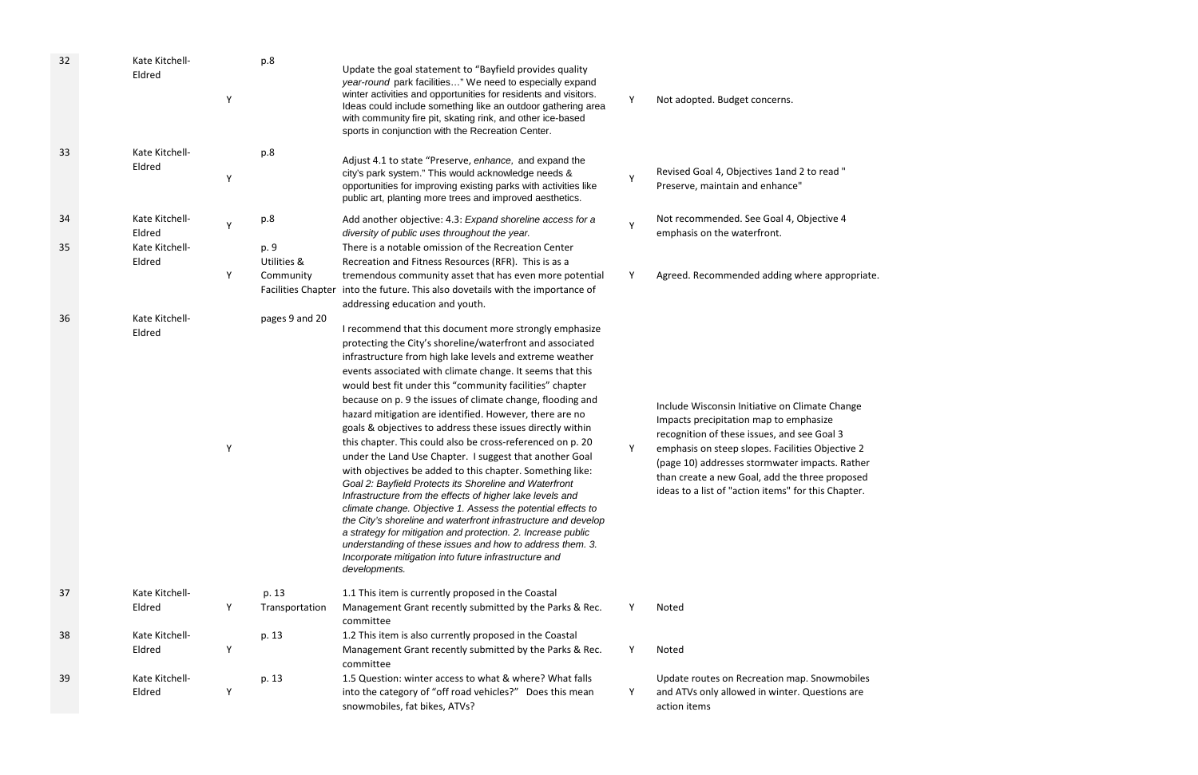| | | | | | | |
|---|---|---|---|---|---|---|
| 32 | Kate Kitchell-Eldred | Y | p.8 | Update the goal statement to "Bayfield provides quality *year-round* park facilities…" We need to especially expand winter activities and opportunities for residents and visitors. Ideas could include something like an outdoor gathering area with community fire pit, skating rink, and other ice-based sports in conjunction with the Recreation Center. | Y | Not adopted. Budget concerns. |
| 33 | Kate Kitchell-Eldred | Y | p.8 | Adjust 4.1 to state "Preserve, *enhance*, and expand the city's park system." This would acknowledge needs & opportunities for improving existing parks with activities like public art, planting more trees and improved aesthetics. | Y | Revised Goal 4, Objectives 1and 2 to read " Preserve, maintain and enhance" |
| 34 | Kate Kitchell-Eldred | Y | p.8 | Add another objective: 4.3: *Expand shoreline access for a diversity of public uses throughout the year.* | Y | Not recommended. See Goal 4, Objective 4 emphasis on the waterfront. |
| 35 | Kate Kitchell-Eldred | Y | p. 9 Utilities & Community Facilities Chapter | There is a notable omission of the Recreation Center Recreation and Fitness Resources (RFR). This is as a tremendous community asset that has even more potential into the future. This also dovetails with the importance of addressing education and youth. | Y | Agreed. Recommended adding where appropriate. |
| 36 | Kate Kitchell-Eldred | Y | pages 9 and 20 | I recommend that this document more strongly emphasize protecting the City's shoreline/waterfront and associated infrastructure from high lake levels and extreme weather events associated with climate change. It seems that this would best fit under this "community facilities" chapter because on p. 9 the issues of climate change, flooding and hazard mitigation are identified. However, there are no goals & objectives to address these issues directly within this chapter. This could also be cross-referenced on p. 20 under the Land Use Chapter. I suggest that another Goal with objectives be added to this chapter. Something like: *Goal 2: Bayfield Protects its Shoreline and Waterfront Infrastructure from the effects of higher lake levels and climate change. Objective 1. Assess the potential effects to the City's shoreline and waterfront infrastructure and develop a strategy for mitigation and protection. 2. Increase public understanding of these issues and how to address them. 3. Incorporate mitigation into future infrastructure and developments.* | Y | Include Wisconsin Initiative on Climate Change Impacts precipitation map to emphasize recognition of these issues, and see Goal 3 emphasis on steep slopes. Facilities Objective 2 (page 10) addresses stormwater impacts. Rather than create a new Goal, add the three proposed ideas to a list of "action items" for this Chapter. |
| 37 | Kate Kitchell-Eldred | Y | p. 13 Transportation | 1.1 This item is currently proposed in the Coastal Management Grant recently submitted by the Parks & Rec. committee | Y | Noted |
| 38 | Kate Kitchell-Eldred | Y | p. 13 | 1.2 This item is also currently proposed in the Coastal Management Grant recently submitted by the Parks & Rec. committee | Y | Noted |
| 39 | Kate Kitchell-Eldred | Y | p. 13 | 1.5 Question: winter access to what & where? What falls into the category of "off road vehicles?" Does this mean snowmobiles, fat bikes, ATVs? | Y | Update routes on Recreation map. Snowmobiles and ATVs only allowed in winter. Questions are action items |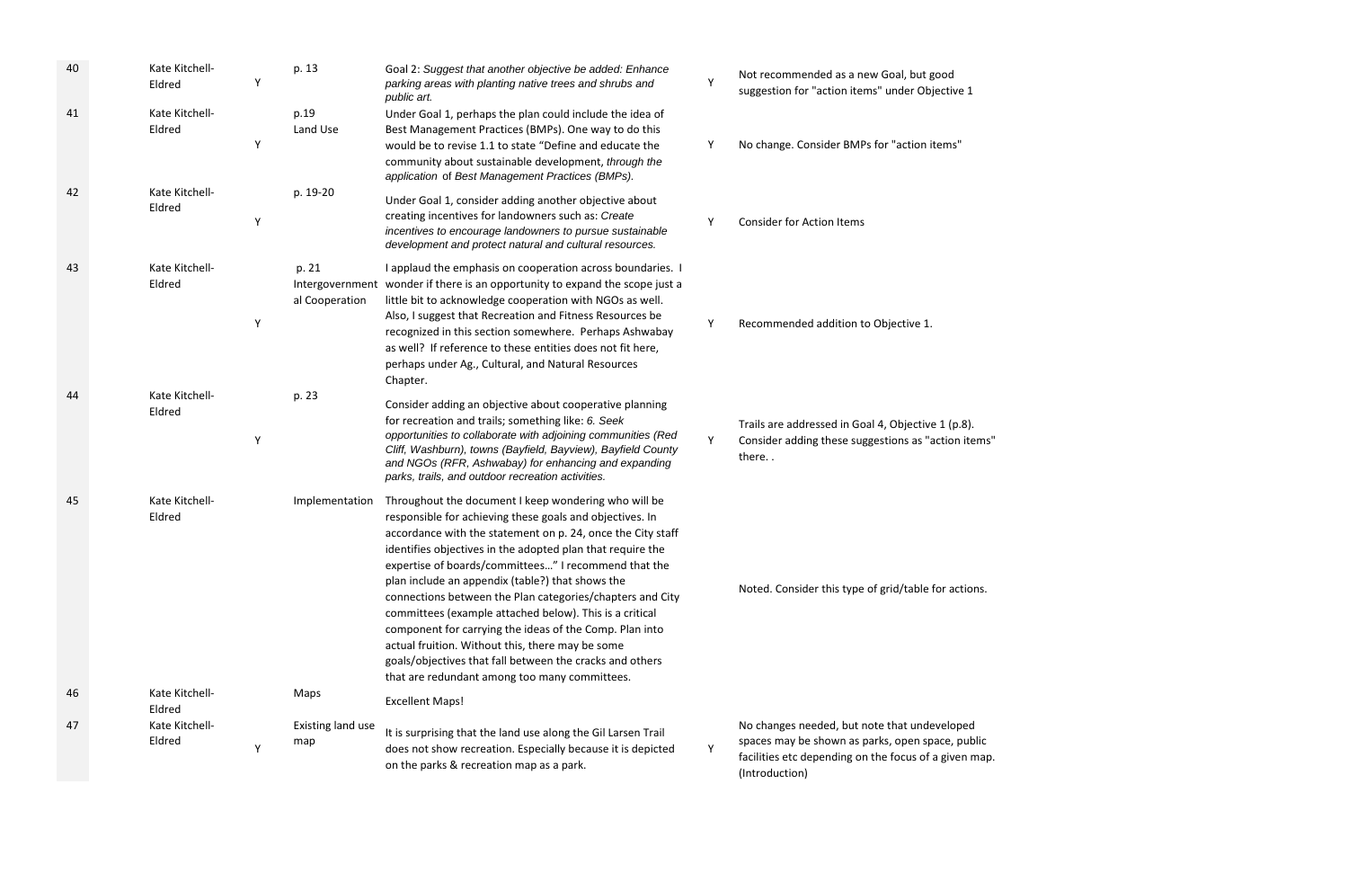| | | | | | | |
|---|---|---|---|---|---|---|
| 40 | Kate Kitchell-Eldred | Y | p. 13 | Goal 2: *Suggest that another objective be added: Enhance parking areas with planting native trees and shrubs and public art.* | Y | Not recommended as a new Goal, but good suggestion for "action items" under Objective 1 |
| 41 | Kate Kitchell-Eldred | Y | p.19 Land Use | Under Goal 1, perhaps the plan could include the idea of Best Management Practices (BMPs). One way to do this would be to revise 1.1 to state "Define and educate the community about sustainable development, *through the application* of *Best Management Practices (BMPs).* | Y | No change. Consider BMPs for "action items" |
| 42 | Kate Kitchell-Eldred | Y | p. 19-20 | Under Goal 1, consider adding another objective about creating incentives for landowners such as: *Create incentives to encourage landowners to pursue sustainable development and protect natural and cultural resources.* | Y | Consider for Action Items |
| 43 | Kate Kitchell-Eldred | Y | p. 21 Intergovernmental Cooperation | I applaud the emphasis on cooperation across boundaries. I wonder if there is an opportunity to expand the scope just a little bit to acknowledge cooperation with NGOs as well. Also, I suggest that Recreation and Fitness Resources be recognized in this section somewhere. Perhaps Ashwabay as well? If reference to these entities does not fit here, perhaps under Ag., Cultural, and Natural Resources Chapter. | Y | Recommended addition to Objective 1. |
| 44 | Kate Kitchell-Eldred | Y | p. 23 | Consider adding an objective about cooperative planning for recreation and trails; something like: *6. Seek opportunities to collaborate with adjoining communities (Red Cliff, Washburn), towns (Bayfield, Bayview), Bayfield County and NGOs (RFR, Ashwabay) for enhancing and expanding parks, trails, and outdoor recreation activities.* | Y | Trails are addressed in Goal 4, Objective 1 (p.8). Consider adding these suggestions as "action items" there. . |
| 45 | Kate Kitchell-Eldred | | Implementation | Throughout the document I keep wondering who will be responsible for achieving these goals and objectives. In accordance with the statement on p. 24, once the City staff identifies objectives in the adopted plan that require the expertise of boards/committees…" I recommend that the plan include an appendix (table?) that shows the connections between the Plan categories/chapters and City committees (example attached below). This is a critical component for carrying the ideas of the Comp. Plan into actual fruition. Without this, there may be some goals/objectives that fall between the cracks and others that are redundant among too many committees. | | Noted. Consider this type of grid/table for actions. |
| 46 | Kate Kitchell-Eldred | | Maps | Excellent Maps! | | |
| 47 | Kate Kitchell-Eldred | Y | Existing land use map | It is surprising that the land use along the Gil Larsen Trail does not show recreation. Especially because it is depicted on the parks & recreation map as a park. | Y | No changes needed, but note that undeveloped spaces may be shown as parks, open space, public facilities etc depending on the focus of a given map. (Introduction) |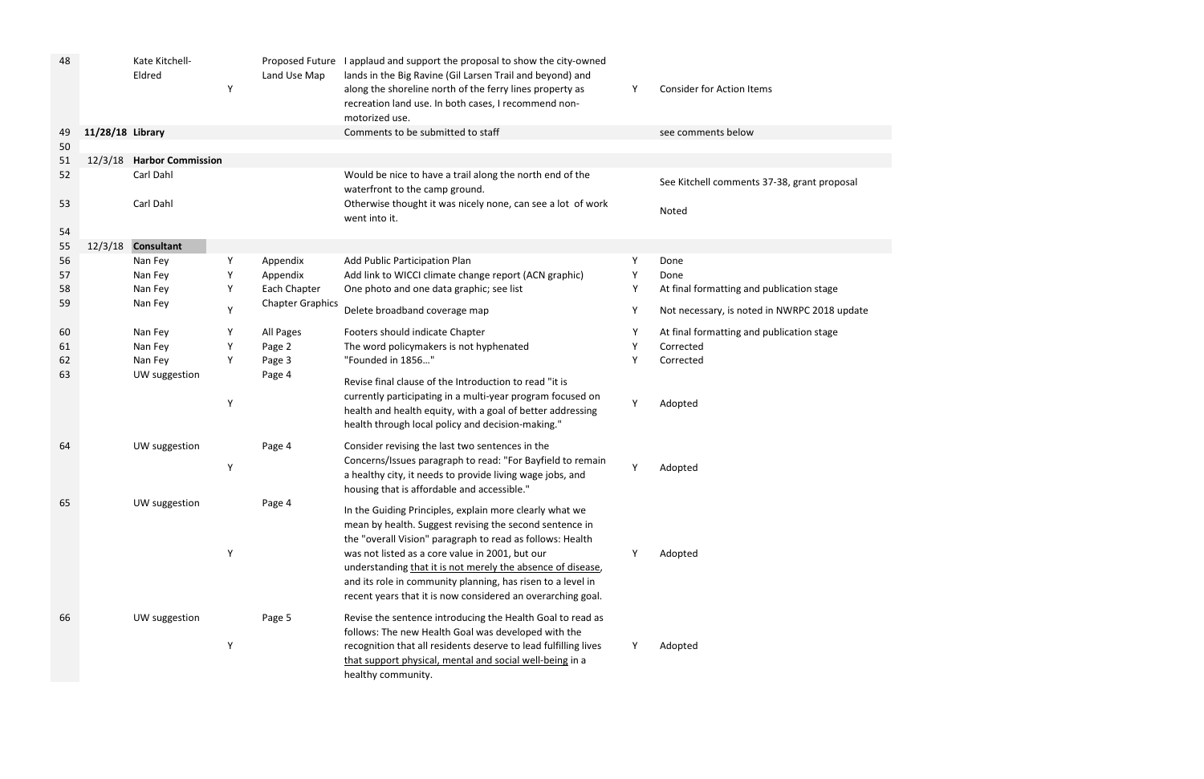| | | | | | | | |
|---|---|---|---|---|---|---|---|
| 48 | | Kate Kitchell-Eldred | Y | Proposed Future Land Use Map | I applaud and support the proposal to show the city-owned lands in the Big Ravine (Gil Larsen Trail and beyond) and along the shoreline north of the ferry lines property as recreation land use. In both cases, I recommend non-motorized use. | Y | Consider for Action Items |
| 49 | **11/28/18** | **Library** | | | Comments to be submitted to staff | | see comments below |
| 50 | | | | | | | |
| 51 | 12/3/18 | **Harbor Commission** | | | | | |
| 52 | | Carl Dahl | | | Would be nice to have a trail along the north end of the waterfront to the camp ground. | | See Kitchell comments 37-38, grant proposal |
| 53 | | Carl Dahl | | | Otherwise thought it was nicely none, can see a lot of work went into it. | | Noted |
| 54 | | | | | | | |
| 55 | 12/3/18 | **Consultant** | | | | | |
| 56 | | Nan Fey | Y | Appendix | Add Public Participation Plan | Y | Done |
| 57 | | Nan Fey | Y | Appendix | Add link to WICCI climate change report (ACN graphic) | Y | Done |
| 58 | | Nan Fey | Y | Each Chapter | One photo and one data graphic; see list | Y | At final formatting and publication stage |
| 59 | | Nan Fey | Y | Chapter Graphics | Delete broadband coverage map | Y | Not necessary, is noted in NWRPC 2018 update |
| 60 | | Nan Fey | Y | All Pages | Footers should indicate Chapter | Y | At final formatting and publication stage |
| 61 | | Nan Fey | Y | Page 2 | The word policymakers is not hyphenated | Y | Corrected |
| 62 | | Nan Fey | Y | Page 3 | "Founded in 1856…" | Y | Corrected |
| 63 | | UW suggestion | Y | Page 4 | Revise final clause of the Introduction to read "it is currently participating in a multi-year program focused on health and health equity, with a goal of better addressing health through local policy and decision-making." | Y | Adopted |
| 64 | | UW suggestion | Y | Page 4 | Consider revising the last two sentences in the Concerns/Issues paragraph to read: "For Bayfield to remain a healthy city, it needs to provide living wage jobs, and housing that is affordable and accessible." | Y | Adopted |
| 65 | | UW suggestion | Y | Page 4 | In the Guiding Principles, explain more clearly what we mean by health. Suggest revising the second sentence in the "overall Vision" paragraph to read as follows: Health was not listed as a core value in 2001, but our understanding <u>that it is not merely the absence of disease</u>, and its role in community planning, has risen to a level in recent years that it is now considered an overarching goal. | Y | Adopted |
| 66 | | UW suggestion | Y | Page 5 | Revise the sentence introducing the Health Goal to read as follows: The new Health Goal was developed with the recognition that all residents deserve to lead fulfilling lives <u>that support physical, mental and social well-being</u> in a healthy community. | Y | Adopted |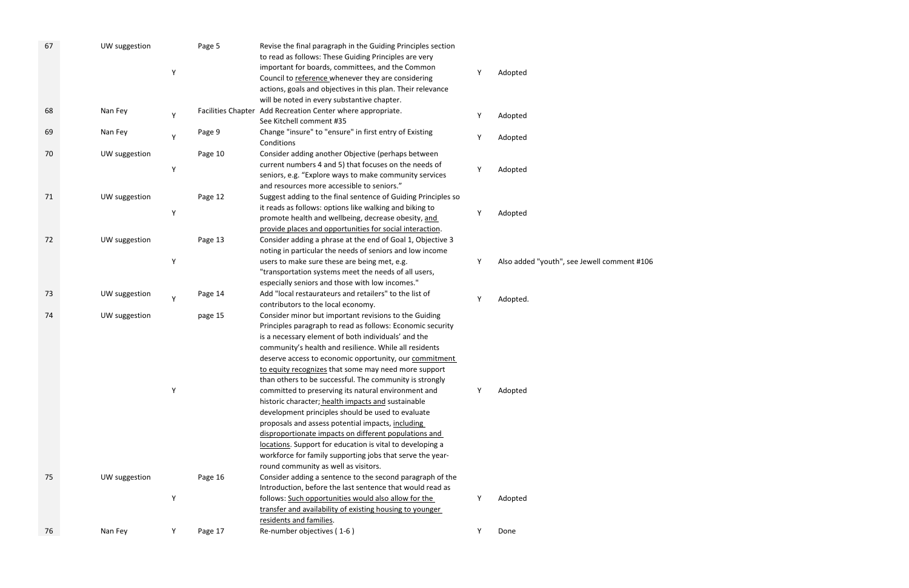| | | | | | | |
|---|---|---|---|---|---|---|
| 67 | UW suggestion | Y | Page 5 | Revise the final paragraph in the Guiding Principles section to read as follows: These Guiding Principles are very important for boards, committees, and the Common Council to <u>reference</u> whenever they are considering actions, goals and objectives in this plan. Their relevance will be noted in every substantive chapter. | Y | Adopted |
| 68 | Nan Fey | Y | Facilities Chapter | Add Recreation Center where appropriate. See Kitchell comment #35 | Y | Adopted |
| 69 | Nan Fey | Y | Page 9 | Change "insure" to "ensure" in first entry of Existing Conditions | Y | Adopted |
| 70 | UW suggestion | Y | Page 10 | Consider adding another Objective (perhaps between current numbers 4 and 5) that focuses on the needs of seniors, e.g. "Explore ways to make community services and resources more accessible to seniors." | Y | Adopted |
| 71 | UW suggestion | Y | Page 12 | Suggest adding to the final sentence of Guiding Principles so it reads as follows: options like walking and biking to promote health and wellbeing, decrease obesity, <u>and provide places and opportunities for social interaction</u>. | Y | Adopted |
| 72 | UW suggestion | Y | Page 13 | Consider adding a phrase at the end of Goal 1, Objective 3 noting in particular the needs of seniors and low income users to make sure these are being met, e.g. "transportation systems meet the needs of all users, especially seniors and those with low incomes." | Y | Also added "youth", see Jewell comment #106 |
| 73 | UW suggestion | Y | Page 14 | Add "local restaurateurs and retailers" to the list of contributors to the local economy. | Y | Adopted. |
| 74 | UW suggestion | Y | page 15 | Consider minor but important revisions to the Guiding Principles paragraph to read as follows: Economic security is a necessary element of both individuals' and the community's health and resilience. While all residents deserve access to economic opportunity, our <u>commitment to equity recognizes</u> that some may need more support than others to be successful. The community is strongly committed to preserving its natural environment and historic character; <u>health impacts and</u> sustainable development principles should be used to evaluate proposals and assess potential impacts, <u>including disproportionate impacts on different populations and locations</u>. Support for education is vital to developing a workforce for family supporting jobs that serve the year-round community as well as visitors. | Y | Adopted |
| 75 | UW suggestion | Y | Page 16 | Consider adding a sentence to the second paragraph of the Introduction, before the last sentence that would read as follows: <u>Such opportunities would also allow for the transfer and availability of existing housing to younger residents and families</u>. | Y | Adopted |
| 76 | Nan Fey | Y | Page 17 | Re-number objectives ( 1-6 ) | Y | Done |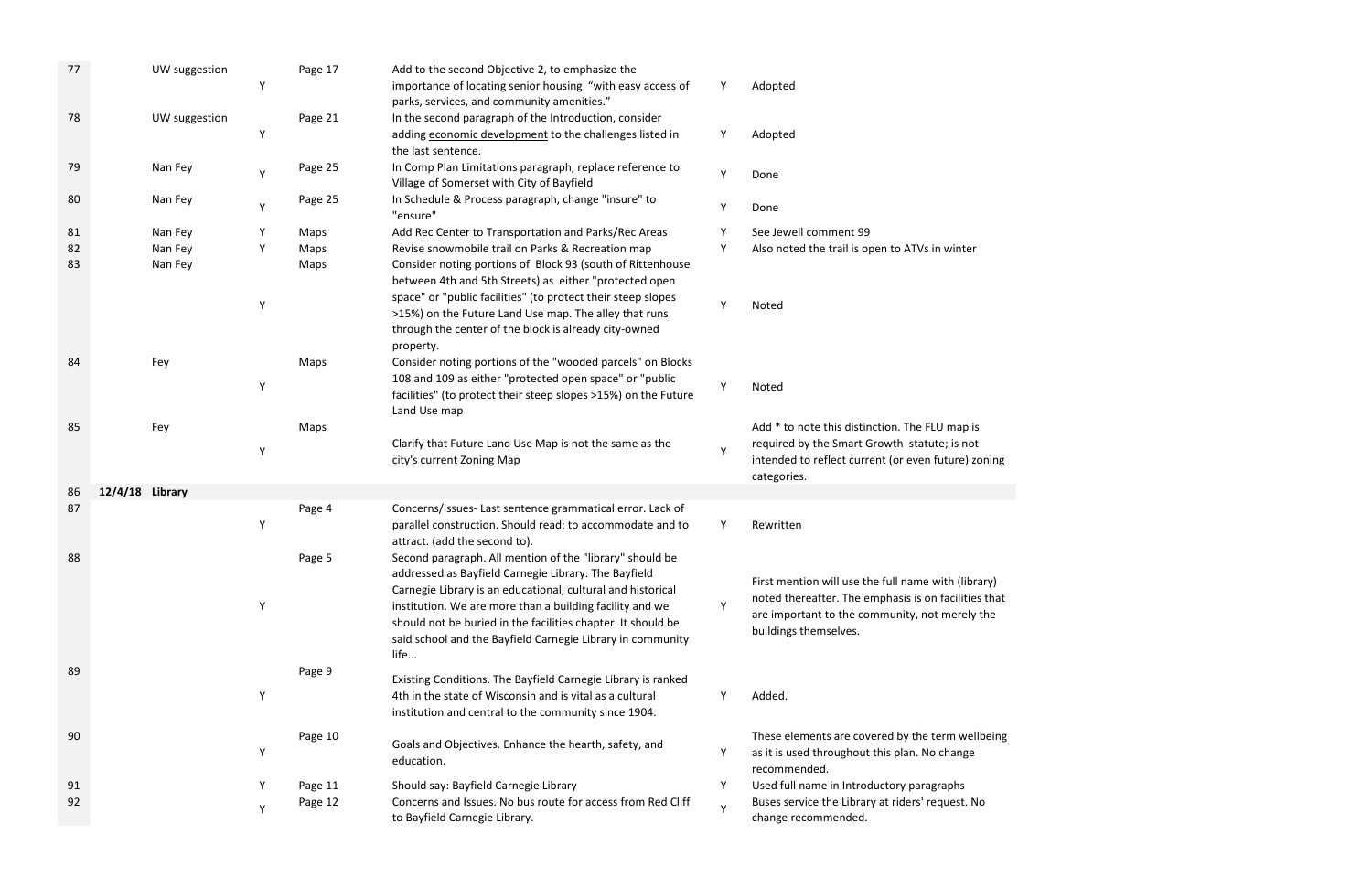| | | | | | | | |
|---|---|---|---|---|---|---|---|
| 77 | | UW suggestion | Y | Page 17 | Add to the second Objective 2, to emphasize the importance of locating senior housing "with easy access of parks, services, and community amenities." | Y | Adopted |
| 78 | | UW suggestion | Y | Page 21 | In the second paragraph of the Introduction, consider adding economic development to the challenges listed in the last sentence. | Y | Adopted |
| 79 | | Nan Fey | Y | Page 25 | In Comp Plan Limitations paragraph, replace reference to Village of Somerset with City of Bayfield | Y | Done |
| 80 | | Nan Fey | Y | Page 25 | In Schedule & Process paragraph, change "insure" to "ensure" | Y | Done |
| 81 | | Nan Fey | Y | Maps | Add Rec Center to Transportation and Parks/Rec Areas | Y | See Jewell comment 99 |
| 82 | | Nan Fey | Y | Maps | Revise snowmobile trail on Parks & Recreation map | Y | Also noted the trail is open to ATVs in winter |
| 83 | | Nan Fey | Y | Maps | Consider noting portions of Block 93 (south of Rittenhouse between 4th and 5th Streets) as either "protected open space" or "public facilities" (to protect their steep slopes >15%) on the Future Land Use map. The alley that runs through the center of the block is already city-owned property. | Y | Noted |
| 84 | | Fey | Y | Maps | Consider noting portions of the "wooded parcels" on Blocks 108 and 109 as either "protected open space" or "public facilities" (to protect their steep slopes >15%) on the Future Land Use map | Y | Noted |
| 85 | | Fey | Y | Maps | Clarify that Future Land Use Map is not the same as the city's current Zoning Map | Y | Add * to note this distinction. The FLU map is required by the Smart Growth statute; is not intended to reflect current (or even future) zoning categories. |
| 86 | **12/4/18** | **Library** | | | | | |
| 87 | | | Y | Page 4 | Concerns/Issues- Last sentence grammatical error. Lack of parallel construction. Should read: to accommodate and to attract. (add the second to). | Y | Rewritten |
| 88 | | | Y | Page 5 | Second paragraph. All mention of the "library" should be addressed as Bayfield Carnegie Library. The Bayfield Carnegie Library is an educational, cultural and historical institution. We are more than a building facility and we should not be buried in the facilities chapter. It should be said school and the Bayfield Carnegie Library in community life... | Y | First mention will use the full name with (library) noted thereafter. The emphasis is on facilities that are important to the community, not merely the buildings themselves. |
| 89 | | | Y | Page 9 | Existing Conditions. The Bayfield Carnegie Library is ranked 4th in the state of Wisconsin and is vital as a cultural institution and central to the community since 1904. | Y | Added. |
| 90 | | | Y | Page 10 | Goals and Objectives. Enhance the hearth, safety, and education. | Y | These elements are covered by the term wellbeing as it is used throughout this plan. No change recommended. |
| 91 | | | Y | Page 11 | Should say: Bayfield Carnegie Library | Y | Used full name in Introductory paragraphs |
| 92 | | | Y | Page 12 | Concerns and Issues. No bus route for access from Red Cliff to Bayfield Carnegie Library. | Y | Buses service the Library at riders' request. No change recommended. |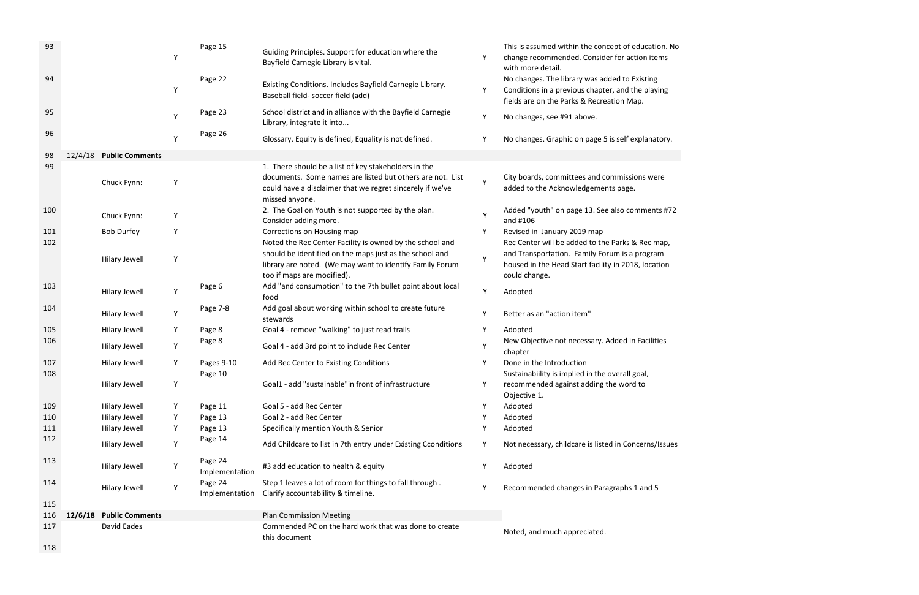| | | | | | | | |
|---|---|---|---|---|---|---|---|
| 93 | | | Y | Page 15 | Guiding Principles. Support for education where the Bayfield Carnegie Library is vital. | Y | This is assumed within the concept of education. No change recommended. Consider for action items with more detail. |
| 94 | | | Y | Page 22 | Existing Conditions. Includes Bayfield Carnegie Library. Baseball field- soccer field (add) | Y | No changes. The library was added to Existing Conditions in a previous chapter, and the playing fields are on the Parks & Recreation Map. |
| 95 | | | Y | Page 23 | School district and in alliance with the Bayfield Carnegie Library, integrate it into... | Y | No changes, see #91 above. |
| 96 | | | Y | Page 26 | Glossary. Equity is defined, Equality is not defined. | Y | No changes. Graphic on page 5 is self explanatory. |
| 98 | 12/4/18 | **Public Comments** | | | | | |
| 99 | | Chuck Fynn: | Y | | 1. There should be a list of key stakeholders in the documents. Some names are listed but others are not. List could have a disclaimer that we regret sincerely if we've missed anyone. | Y | City boards, committees and commissions were added to the Acknowledgements page. |
| 100 | | Chuck Fynn: | Y | | 2. The Goal on Youth is not supported by the plan. Consider adding more. | Y | Added "youth" on page 13. See also comments #72 and #106 |
| 101 | | Bob Durfey | Y | | Corrections on Housing map | Y | Revised in January 2019 map |
| 102 | | Hilary Jewell | Y | | Noted the Rec Center Facility is owned by the school and should be identified on the maps just as the school and library are noted. (We may want to identify Family Forum too if maps are modified). | Y | Rec Center will be added to the Parks & Rec map, and Transportation. Family Forum is a program housed in the Head Start facility in 2018, location could change. |
| 103 | | Hilary Jewell | Y | Page 6 | Add "and consumption" to the 7th bullet point about local food | Y | Adopted |
| 104 | | Hilary Jewell | Y | Page 7-8 | Add goal about working within school to create future stewards | Y | Better as an "action item" |
| 105 | | Hilary Jewell | Y | Page 8 | Goal 4 - remove "walking" to just read trails | Y | Adopted |
| 106 | | Hilary Jewell | Y | Page 8 | Goal 4 - add 3rd point to include Rec Center | Y | New Objective not necessary. Added in Facilities chapter |
| 107 | | Hilary Jewell | Y | Pages 9-10 | Add Rec Center to Existing Conditions | Y | Done in the Introduction |
| 108 | | Hilary Jewell | Y | Page 10 | Goal1 - add "sustainable"in front of infrastructure | Y | Sustainabiility is implied in the overall goal, recommended against adding the word to Objective 1. |
| 109 | | Hilary Jewell | Y | Page 11 | Goal 5 - add Rec Center | Y | Adopted |
| 110 | | Hilary Jewell | Y | Page 13 | Goal 2 - add Rec Center | Y | Adopted |
| 111 | | Hilary Jewell | Y | Page 13 | Specifically mention Youth & Senior | Y | Adopted |
| 112 | | Hilary Jewell | Y | Page 14 | Add Childcare to list in 7th entry under Existing Cconditions | Y | Not necessary, childcare is listed in Concerns/Issues |
| 113 | | Hilary Jewell | Y | Page 24 Implementation | #3 add education to health & equity | Y | Adopted |
| 114 | | Hilary Jewell | Y | Page 24 Implementation | Step 1 leaves a lot of room for things to fall through . Clarify accountablility & timeline. | Y | Recommended changes in Paragraphs 1 and 5 |
| 115 | | | | | | | |
| 116 | **12/6/18** | **Public Comments** | | | Plan Commission Meeting | | |
| 117 | | David Eades | | | Commended PC on the hard work that was done to create this document | | Noted, and much appreciated. |
| 118 | | | | | | | |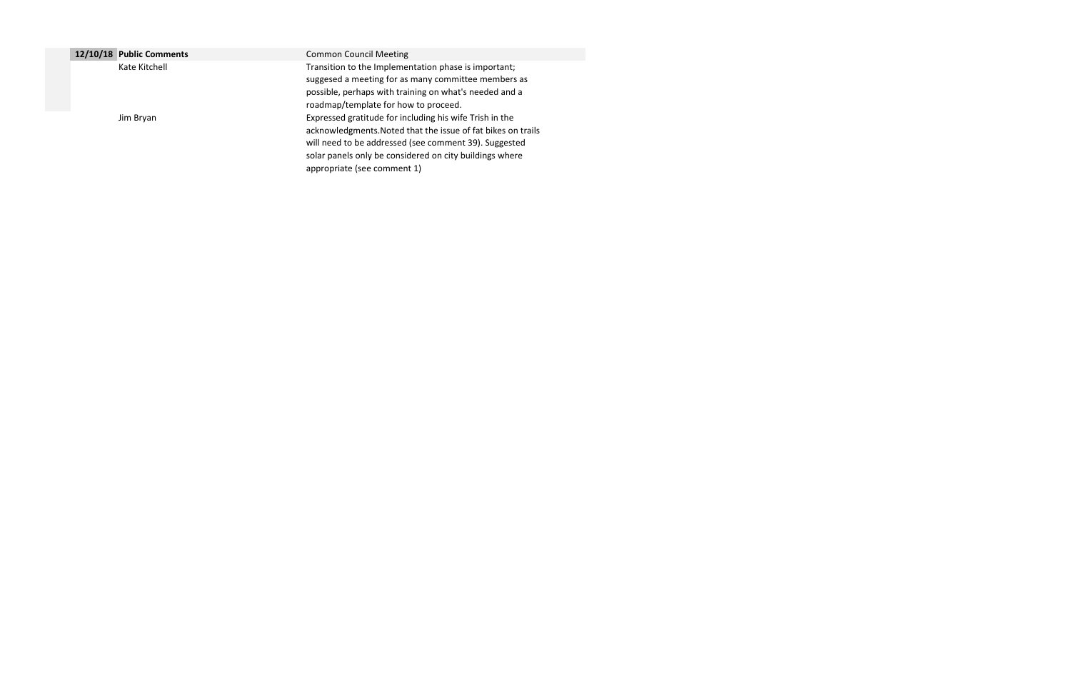| 12/10/18 | Public Comments | Common Council Meeting |
|---|---|---|
| | Kate Kitchell | Transition to the Implementation phase is important; suggesed a meeting for as many committee members as possible, perhaps with training on what's needed and a roadmap/template for how to proceed. |
| | Jim Bryan | Expressed gratitude for including his wife Trish in the acknowledgments.Noted that the issue of fat bikes on trails will need to be addressed (see comment 39). Suggested solar panels only be considered on city buildings where appropriate (see comment 1) |